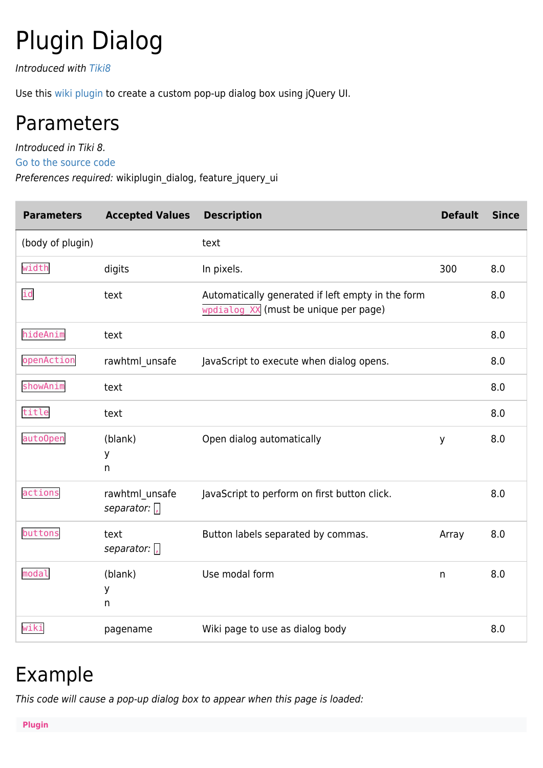# Plugin Dialog

*Introduced with Tiki8*

Use this wiki plugin to create a custom pop-up dialog box using jQuery UI.

## Parameters

*Introduced in Tiki 8.*
Go to the source code
*Preferences required:* wikiplugin_dialog, feature_jquery_ui

| Parameters | Accepted Values | Description | Default | Since |
| --- | --- | --- | --- | --- |
| (body of plugin) | | text | | |
| `width` | digits | In pixels. | 300 | 8.0 |
| `id` | text | Automatically generated if left empty in the form `wpdialog_XX` (must be unique per page) | | 8.0 |
| `hideAnim` | text | | | 8.0 |
| `openAction` | rawhtml_unsafe | JavaScript to execute when dialog opens. | | 8.0 |
| `showAnim` | text | | | 8.0 |
| `title` | text | | | 8.0 |
| `autoOpen` | (blank)<br>y<br>n | Open dialog automatically | y | 8.0 |
| `actions` | rawhtml_unsafe<br>*separator:* `,` | JavaScript to perform on first button click. | | 8.0 |
| `buttons` | text<br>*separator:* `,` | Button labels separated by commas. | Array | 8.0 |
| `modal` | (blank)<br>y<br>n | Use modal form | n | 8.0 |
| `wiki` | pagename | Wiki page to use as dialog body | | 8.0 |

## Example

*This code will cause a pop-up dialog box to appear when this page is loaded:*

**Plugin**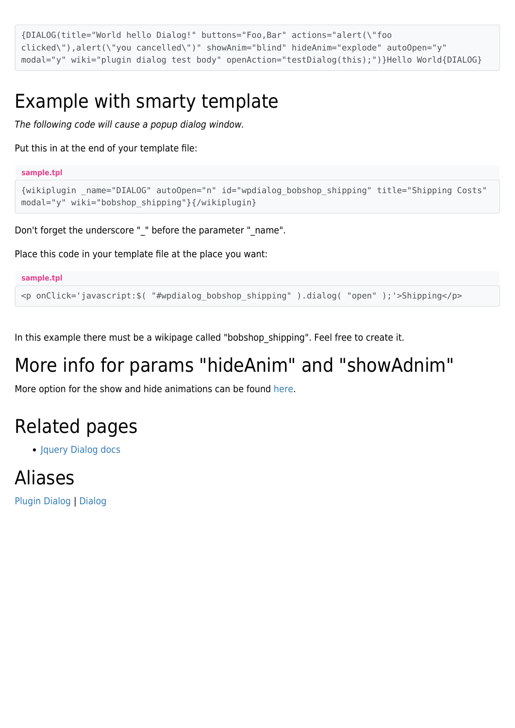```
{DIALOG(title="World hello Dialog!" buttons="Foo,Bar" actions="alert(\"foo clicked\"),alert(\"you cancelled\")" showAnim="blind" hideAnim="explode" autoOpen="y" modal="y" wiki="plugin dialog test body" openAction="testDialog(this);")}Hello World{DIALOG}
```

# Example with smarty template

*The following code will cause a popup dialog window.*

Put this in at the end of your template file:

**sample.tpl**

```
{wikiplugin _name="DIALOG" autoOpen="n" id="wpdialog_bobshop_shipping" title="Shipping Costs" modal="y" wiki="bobshop_shipping"}{/wikiplugin}
```

Don't forget the underscore "_" before the parameter "_name".

Place this code in your template file at the place you want:

**sample.tpl**

```
<p onClick='javascript:$( "#wpdialog_bobshop_shipping" ).dialog( "open" );'>Shipping</p>
```

In this example there must be a wikipage called "bobshop_shipping". Feel free to create it.

# More info for params "hideAnim" and "showAdnim"

More option for the show and hide animations can be found here.

# Related pages

- Jquery Dialog docs

# Aliases

Plugin Dialog | Dialog